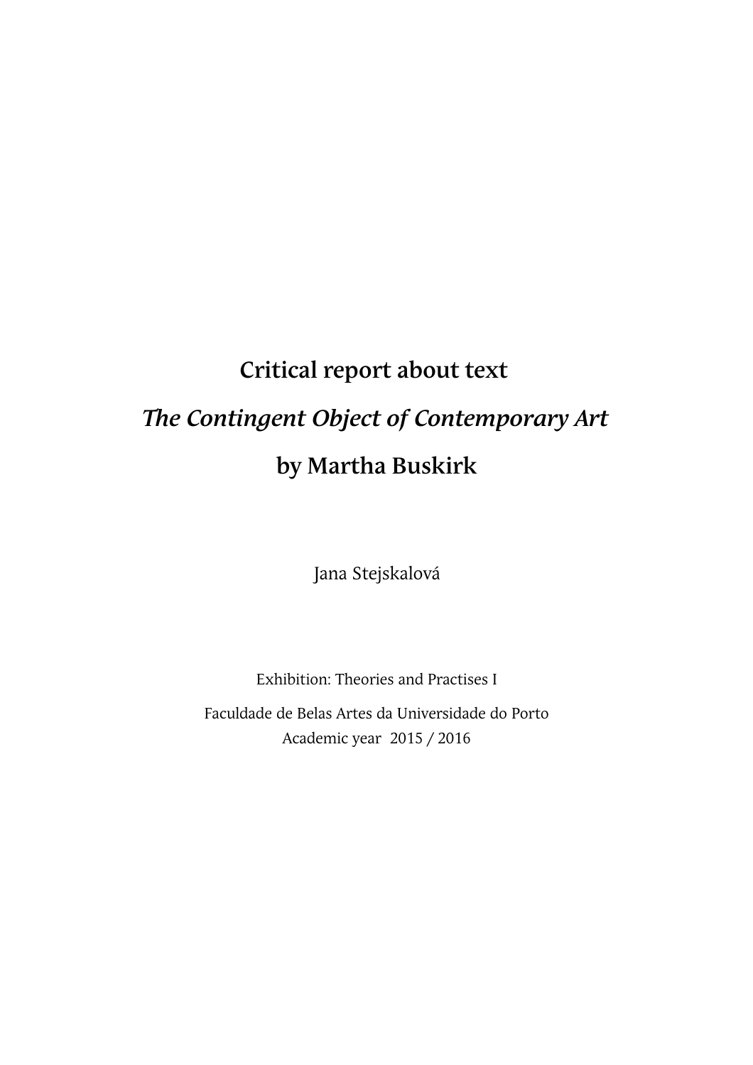# Critical report about text

# *The Contingent Object of Contemporary Art*

# by Martha Buskirk

Jana Stejskalová

Exhibition: Theories and Practises I

Faculdade de Belas Artes da Universidade do Porto

Academic year 2015 / 2016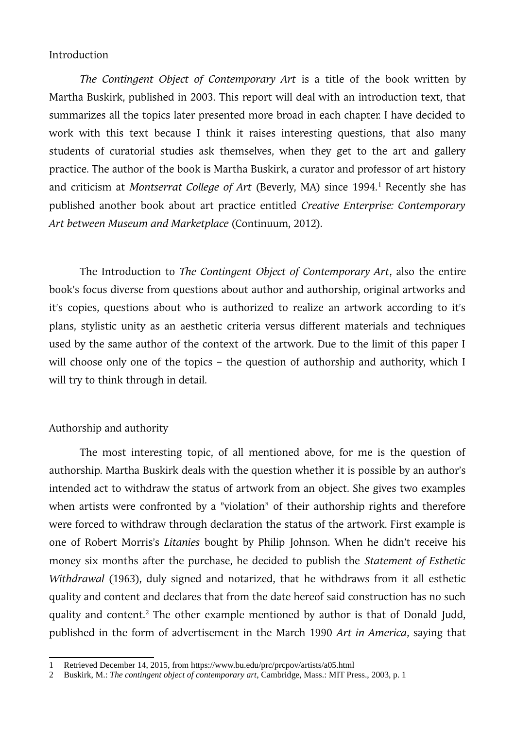## Introduction

*The Contingent Object of Contemporary Art* is a title of the book written by Martha Buskirk, published in 2003. This report will deal with an introduction text, that summarizes all the topics later presented more broad in each chapter. I have decided to work with this text because I think it raises interesting questions, that also many students of curatorial studies ask themselves, when they get to the art and gallery practice. The author of the book is Martha Buskirk, a curator and professor of art history and criticism at *Montserrat College of Art* (Beverly, MA) since 1994.[1] Recently she has published another book about art practice entitled *Creative Enterprise: Contemporary Art between Museum and Marketplace* (Continuum, 2012).

The Introduction to *The Contingent Object of Contemporary Art*, also the entire book's focus diverse from questions about author and authorship, original artworks and it's copies, questions about who is authorized to realize an artwork according to it's plans, stylistic unity as an aesthetic criteria versus different materials and techniques used by the same author of the context of the artwork. Due to the limit of this paper I will choose only one of the topics – the question of authorship and authority, which I will try to think through in detail.

## Authorship and authority

The most interesting topic, of all mentioned above, for me is the question of authorship. Martha Buskirk deals with the question whether it is possible by an author's intended act to withdraw the status of artwork from an object. She gives two examples when artists were confronted by a "violation" of their authorship rights and therefore were forced to withdraw through declaration the status of the artwork. First example is one of Robert Morris's *Litanies* bought by Philip Johnson. When he didn't receive his money six months after the purchase, he decided to publish the *Statement of Esthetic Withdrawal* (1963), duly signed and notarized, that he withdraws from it all esthetic quality and content and declares that from the date hereof said construction has no such quality and content.[2] The other example mentioned by author is that of Donald Judd, published in the form of advertisement in the March 1990 *Art in America*, saying that

---

1 Retrieved December 14, 2015, from https://www.bu.edu/prc/prcpov/artists/a05.html

2 Buskirk, M.: *The contingent object of contemporary art*, Cambridge, Mass.: MIT Press., 2003, p. 1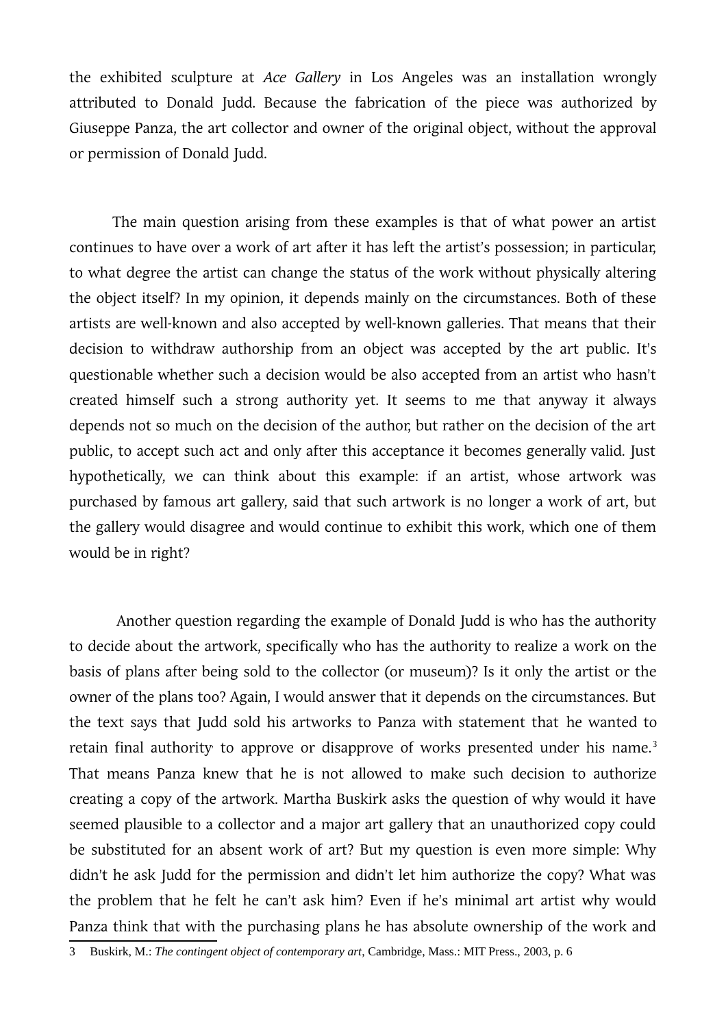the exhibited sculpture at *Ace Gallery* in Los Angeles was an installation wrongly attributed to Donald Judd. Because the fabrication of the piece was authorized by Giuseppe Panza, the art collector and owner of the original object, without the approval or permission of Donald Judd.

The main question arising from these examples is that of what power an artist continues to have over a work of art after it has left the artist's possession; in particular, to what degree the artist can change the status of the work without physically altering the object itself? In my opinion, it depends mainly on the circumstances. Both of these artists are well-known and also accepted by well-known galleries. That means that their decision to withdraw authorship from an object was accepted by the art public. It's questionable whether such a decision would be also accepted from an artist who hasn't created himself such a strong authority yet. It seems to me that anyway it always depends not so much on the decision of the author, but rather on the decision of the art public, to accept such act and only after this acceptance it becomes generally valid. Just hypothetically, we can think about this example: if an artist, whose artwork was purchased by famous art gallery, said that such artwork is no longer a work of art, but the gallery would disagree and would continue to exhibit this work, which one of them would be in right?

Another question regarding the example of Donald Judd is who has the authority to decide about the artwork, specifically who has the authority to realize a work on the basis of plans after being sold to the collector (or museum)? Is it only the artist or the owner of the plans too? Again, I would answer that it depends on the circumstances. But the text says that Judd sold his artworks to Panza with statement that he wanted to retain final authority to approve or disapprove of works presented under his name.[3] That means Panza knew that he is not allowed to make such decision to authorize creating a copy of the artwork. Martha Buskirk asks the question of why would it have seemed plausible to a collector and a major art gallery that an unauthorized copy could be substituted for an absent work of art? But my question is even more simple: Why didn't he ask Judd for the permission and didn't let him authorize the copy? What was the problem that he felt he can't ask him? Even if he's minimal art artist why would Panza think that with the purchasing plans he has absolute ownership of the work and

3 Buskirk, M.: *The contingent object of contemporary art*, Cambridge, Mass.: MIT Press., 2003, p. 6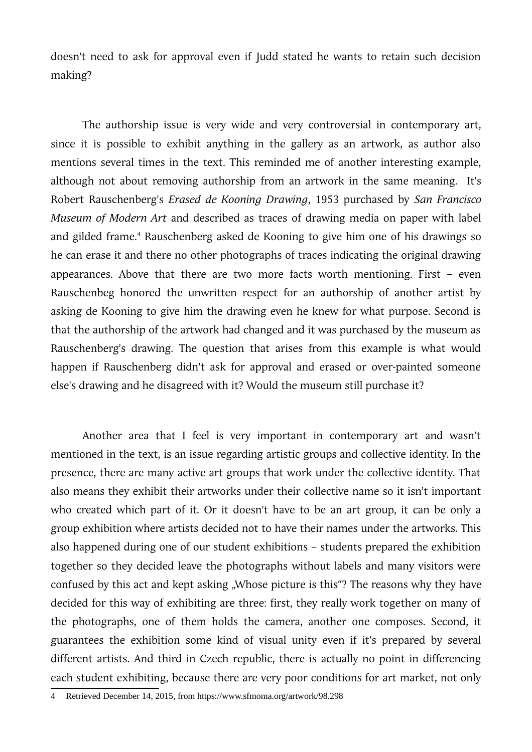doesn't need to ask for approval even if Judd stated he wants to retain such decision making?

The authorship issue is very wide and very controversial in contemporary art, since it is possible to exhibit anything in the gallery as an artwork, as author also mentions several times in the text. This reminded me of another interesting example, although not about removing authorship from an artwork in the same meaning. It's Robert Rauschenberg's *Erased de Kooning Drawing*, 1953 purchased by *San Francisco Museum of Modern Art* and described as traces of drawing media on paper with label and gilded frame.[4] Rauschenberg asked de Kooning to give him one of his drawings so he can erase it and there no other photographs of traces indicating the original drawing appearances. Above that there are two more facts worth mentioning. First – even Rauschenbeg honored the unwritten respect for an authorship of another artist by asking de Kooning to give him the drawing even he knew for what purpose. Second is that the authorship of the artwork had changed and it was purchased by the museum as Rauschenberg's drawing. The question that arises from this example is what would happen if Rauschenberg didn't ask for approval and erased or over-painted someone else's drawing and he disagreed with it? Would the museum still purchase it?

Another area that I feel is very important in contemporary art and wasn't mentioned in the text, is an issue regarding artistic groups and collective identity. In the presence, there are many active art groups that work under the collective identity. That also means they exhibit their artworks under their collective name so it isn't important who created which part of it. Or it doesn't have to be an art group, it can be only a group exhibition where artists decided not to have their names under the artworks. This also happened during one of our student exhibitions – students prepared the exhibition together so they decided leave the photographs without labels and many visitors were confused by this act and kept asking „Whose picture is this"? The reasons why they have decided for this way of exhibiting are three: first, they really work together on many of the photographs, one of them holds the camera, another one composes. Second, it guarantees the exhibition some kind of visual unity even if it's prepared by several different artists. And third in Czech republic, there is actually no point in differencing each student exhibiting, because there are very poor conditions for art market, not only

4 Retrieved December 14, 2015, from https://www.sfmoma.org/artwork/98.298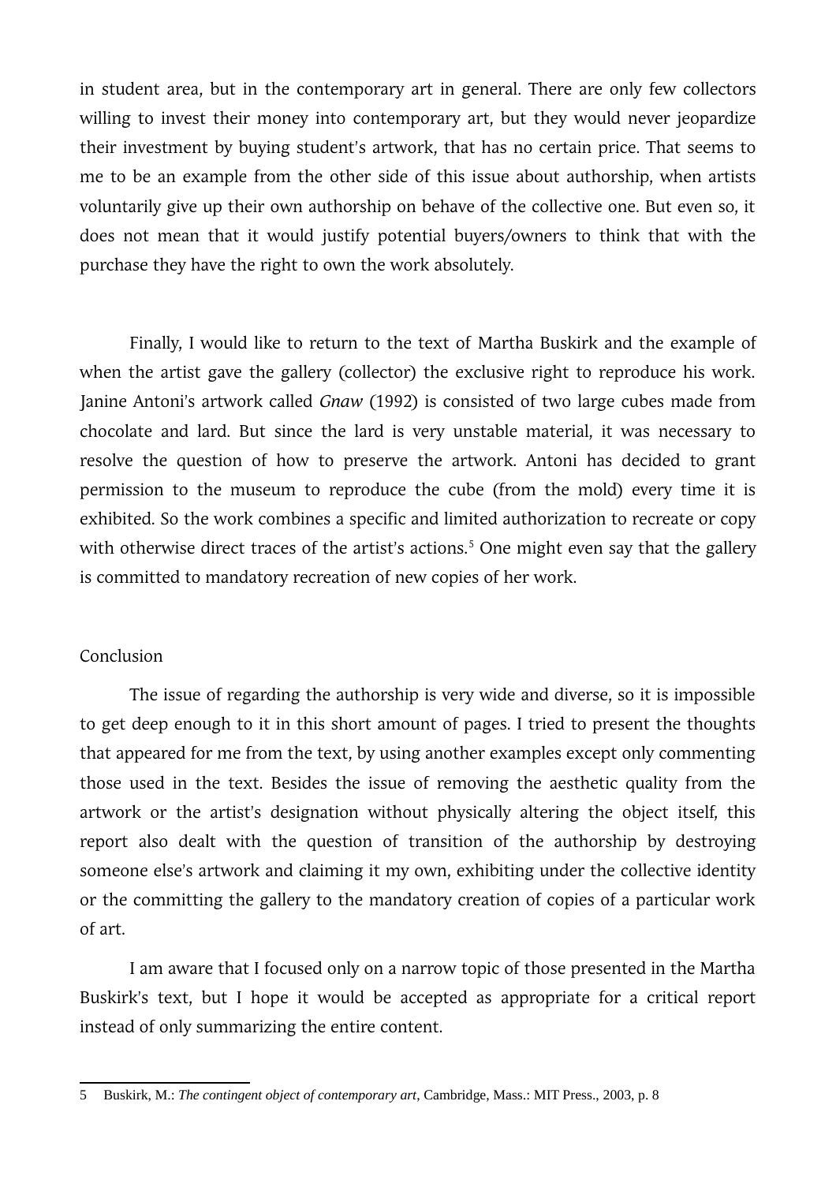in student area, but in the contemporary art in general. There are only few collectors willing to invest their money into contemporary art, but they would never jeopardize their investment by buying student's artwork, that has no certain price. That seems to me to be an example from the other side of this issue about authorship, when artists voluntarily give up their own authorship on behave of the collective one. But even so, it does not mean that it would justify potential buyers/owners to think that with the purchase they have the right to own the work absolutely.

Finally, I would like to return to the text of Martha Buskirk and the example of when the artist gave the gallery (collector) the exclusive right to reproduce his work. Janine Antoni's artwork called *Gnaw* (1992) is consisted of two large cubes made from chocolate and lard. But since the lard is very unstable material, it was necessary to resolve the question of how to preserve the artwork. Antoni has decided to grant permission to the museum to reproduce the cube (from the mold) every time it is exhibited. So the work combines a specific and limited authorization to recreate or copy with otherwise direct traces of the artist's actions.[5] One might even say that the gallery is committed to mandatory recreation of new copies of her work.

## Conclusion

The issue of regarding the authorship is very wide and diverse, so it is impossible to get deep enough to it in this short amount of pages. I tried to present the thoughts that appeared for me from the text, by using another examples except only commenting those used in the text. Besides the issue of removing the aesthetic quality from the artwork or the artist's designation without physically altering the object itself, this report also dealt with the question of transition of the authorship by destroying someone else's artwork and claiming it my own, exhibiting under the collective identity or the committing the gallery to the mandatory creation of copies of a particular work of art.

I am aware that I focused only on a narrow topic of those presented in the Martha Buskirk's text, but I hope it would be accepted as appropriate for a critical report instead of only summarizing the entire content.

---

5 Buskirk, M.: *The contingent object of contemporary art*, Cambridge, Mass.: MIT Press., 2003, p. 8